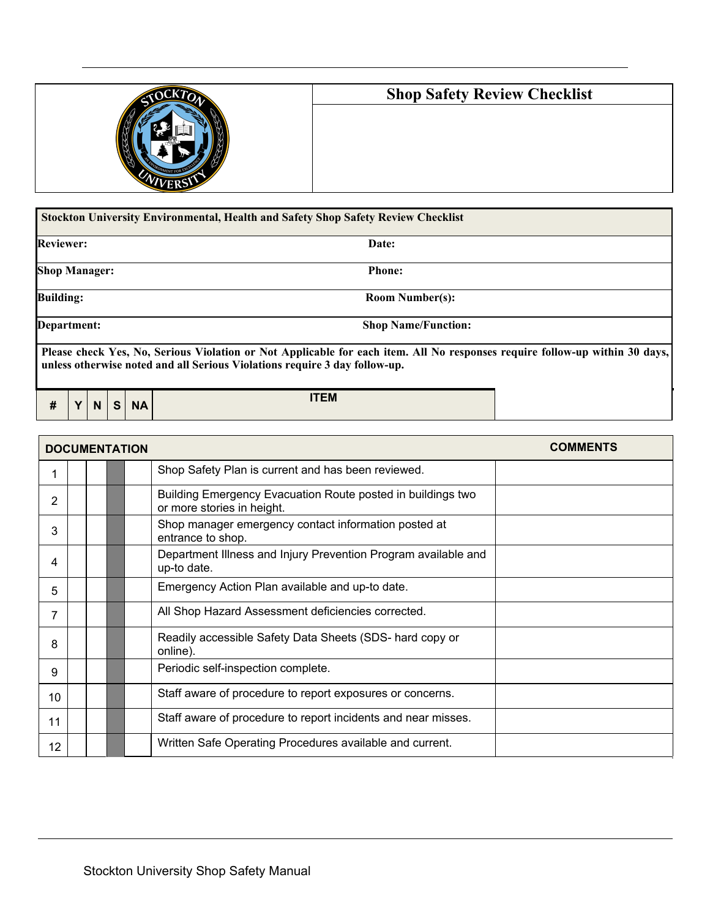# Shop Safety Review Checklist

| **Stockton University Environmental, Health and Safety Shop Safety Review Checklist** | |
|---|---|
| **Reviewer:** | **Date:** |
| **Shop Manager:** | **Phone:** |
| **Building:** | **Room Number(s):** |
| **Department:** | **Shop Name/Function:** |

**Please check Yes, No, Serious Violation or Not Applicable for each item. All No responses require follow-up within 30 days, unless otherwise noted and all Serious Violations require 3 day follow-up.**

| # | Y | N | S | NA | ITEM | COMMENTS |
|---|---|---|---|---|---|---|
| **DOCUMENTATION** | | | | | | |
| 1 | | | | | Shop Safety Plan is current and has been reviewed. | |
| 2 | | | | | Building Emergency Evacuation Route posted in buildings two or more stories in height. | |
| 3 | | | | | Shop manager emergency contact information posted at entrance to shop. | |
| 4 | | | | | Department Illness and Injury Prevention Program available and up-to date. | |
| 5 | | | | | Emergency Action Plan available and up-to date. | |
| 7 | | | | | All Shop Hazard Assessment deficiencies corrected. | |
| 8 | | | | | Readily accessible Safety Data Sheets (SDS- hard copy or online). | |
| 9 | | | | | Periodic self-inspection complete. | |
| 10 | | | | | Staff aware of procedure to report exposures or concerns. | |
| 11 | | | | | Staff aware of procedure to report incidents and near misses. | |
| 12 | | | | | Written Safe Operating Procedures available and current. | |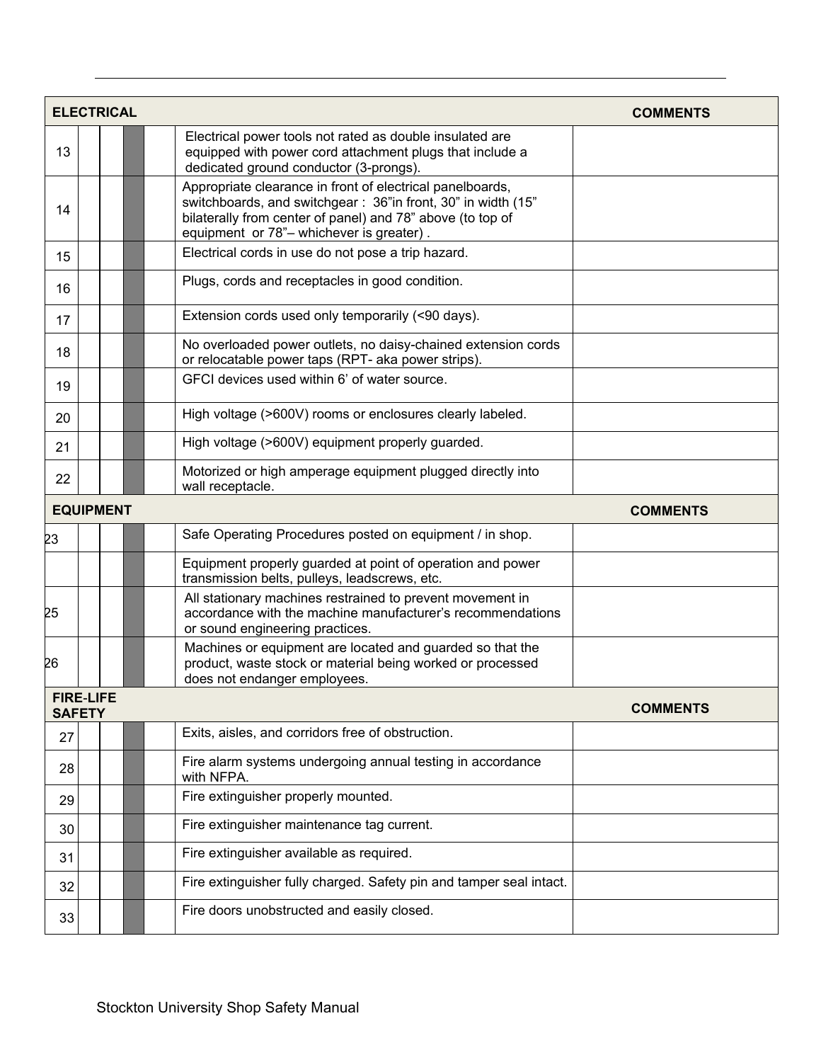| ELECTRICAL | | | | | | COMMENTS |
|---|---|---|---|---|---|---|
| 13 | | | | | Electrical power tools not rated as double insulated are equipped with power cord attachment plugs that include a dedicated ground conductor (3-prongs). | |
| 14 | | | | | Appropriate clearance in front of electrical panelboards, switchboards, and switchgear : 36"in front, 30" in width (15" bilaterally from center of panel) and 78" above (to top of equipment or 78"– whichever is greater) . | |
| 15 | | | | | Electrical cords in use do not pose a trip hazard. | |
| 16 | | | | | Plugs, cords and receptacles in good condition. | |
| 17 | | | | | Extension cords used only temporarily (<90 days). | |
| 18 | | | | | No overloaded power outlets, no daisy-chained extension cords or relocatable power taps (RPT- aka power strips). | |
| 19 | | | | | GFCI devices used within 6' of water source. | |
| 20 | | | | | High voltage (>600V) rooms or enclosures clearly labeled. | |
| 21 | | | | | High voltage (>600V) equipment properly guarded. | |
| 22 | | | | | Motorized or high amperage equipment plugged directly into wall receptacle. | |
| **EQUIPMENT** | | | | | | **COMMENTS** |
| 23 | | | | | Safe Operating Procedures posted on equipment / in shop. | |
| | | | | | Equipment properly guarded at point of operation and power transmission belts, pulleys, leadscrews, etc. | |
| 25 | | | | | All stationary machines restrained to prevent movement in accordance with the machine manufacturer's recommendations or sound engineering practices. | |
| 26 | | | | | Machines or equipment are located and guarded so that the product, waste stock or material being worked or processed does not endanger employees. | |
| **FIRE-LIFE SAFETY** | | | | | | **COMMENTS** |
| 27 | | | | | Exits, aisles, and corridors free of obstruction. | |
| 28 | | | | | Fire alarm systems undergoing annual testing in accordance with NFPA. | |
| 29 | | | | | Fire extinguisher properly mounted. | |
| 30 | | | | | Fire extinguisher maintenance tag current. | |
| 31 | | | | | Fire extinguisher available as required. | |
| 32 | | | | | Fire extinguisher fully charged. Safety pin and tamper seal intact. | |
| 33 | | | | | Fire doors unobstructed and easily closed. | |

Stockton University Shop Safety Manual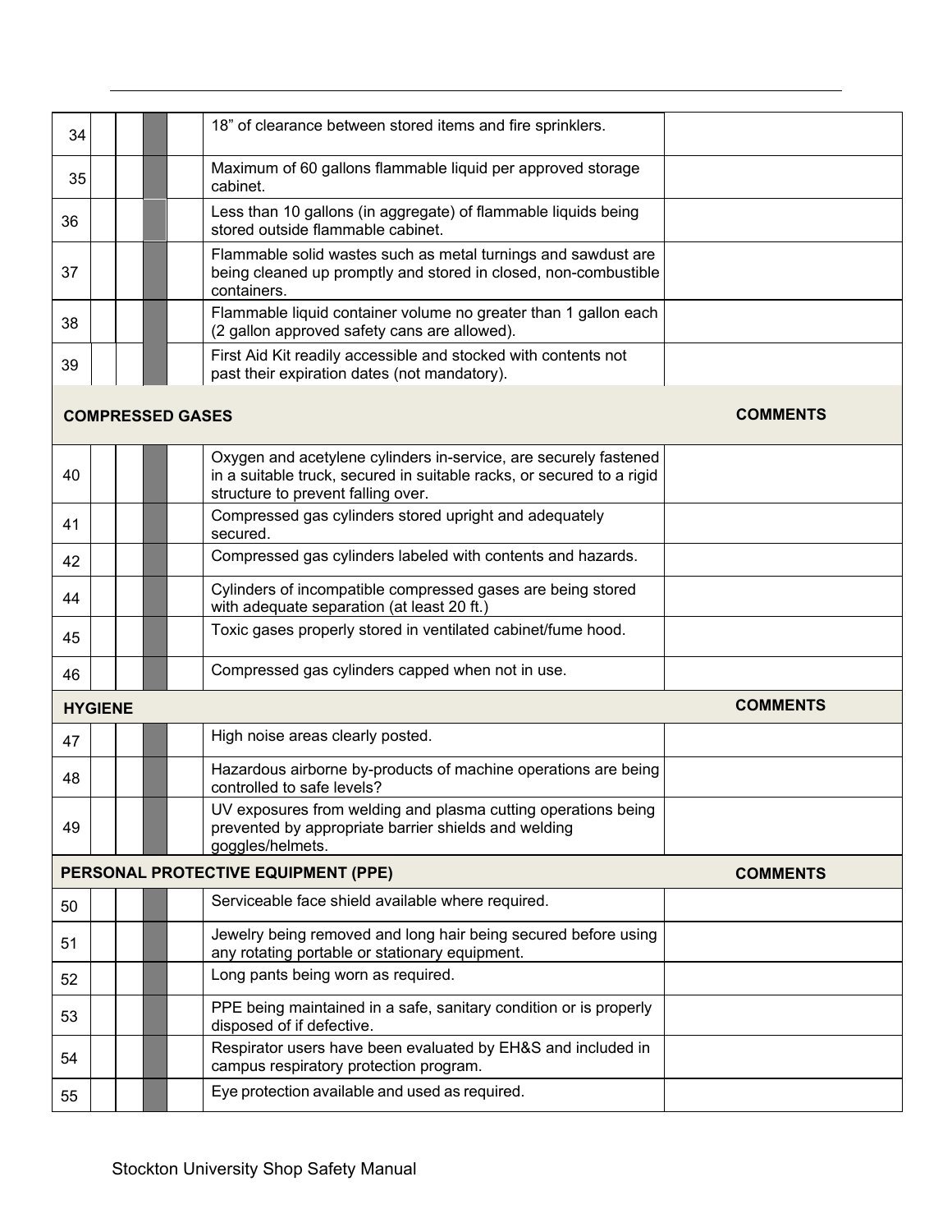| | | | | | | |
|---|---|---|---|---|---|---|
| 34 | | | | | 18" of clearance between stored items and fire sprinklers. | |
| 35 | | | | | Maximum of 60 gallons flammable liquid per approved storage cabinet. | |
| 36 | | | | | Less than 10 gallons (in aggregate) of flammable liquids being stored outside flammable cabinet. | |
| 37 | | | | | Flammable solid wastes such as metal turnings and sawdust are being cleaned up promptly and stored in closed, non-combustible containers. | |
| 38 | | | | | Flammable liquid container volume no greater than 1 gallon each (2 gallon approved safety cans are allowed). | |
| 39 | | | | | First Aid Kit readily accessible and stocked with contents not past their expiration dates (not mandatory). | |
| **COMPRESSED GASES** | | | | | | **COMMENTS** |
| 40 | | | | | Oxygen and acetylene cylinders in-service, are securely fastened in a suitable truck, secured in suitable racks, or secured to a rigid structure to prevent falling over. | |
| 41 | | | | | Compressed gas cylinders stored upright and adequately secured. | |
| 42 | | | | | Compressed gas cylinders labeled with contents and hazards. | |
| 44 | | | | | Cylinders of incompatible compressed gases are being stored with adequate separation (at least 20 ft.) | |
| 45 | | | | | Toxic gases properly stored in ventilated cabinet/fume hood. | |
| 46 | | | | | Compressed gas cylinders capped when not in use. | |
| **HYGIENE** | | | | | | **COMMENTS** |
| 47 | | | | | High noise areas clearly posted. | |
| 48 | | | | | Hazardous airborne by-products of machine operations are being controlled to safe levels? | |
| 49 | | | | | UV exposures from welding and plasma cutting operations being prevented by appropriate barrier shields and welding goggles/helmets. | |
| **PERSONAL PROTECTIVE EQUIPMENT (PPE)** | | | | | | **COMMENTS** |
| 50 | | | | | Serviceable face shield available where required. | |
| 51 | | | | | Jewelry being removed and long hair being secured before using any rotating portable or stationary equipment. | |
| 52 | | | | | Long pants being worn as required. | |
| 53 | | | | | PPE being maintained in a safe, sanitary condition or is properly disposed of if defective. | |
| 54 | | | | | Respirator users have been evaluated by EH&S and included in campus respiratory protection program. | |
| 55 | | | | | Eye protection available and used as required. | |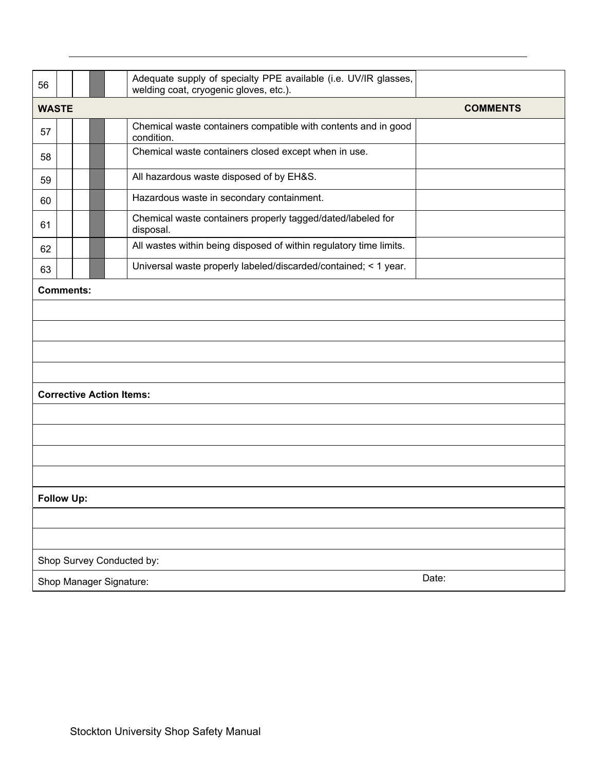| | | | | | | |
|---|---|---|---|---|---|---|
| 56 | | | | | Adequate supply of specialty PPE available (i.e. UV/IR glasses, welding coat, cryogenic gloves, etc.). | |
| **WASTE** | | | | | | **COMMENTS** |
| 57 | | | | | Chemical waste containers compatible with contents and in good condition. | |
| 58 | | | | | Chemical waste containers closed except when in use. | |
| 59 | | | | | All hazardous waste disposed of by EH&S. | |
| 60 | | | | | Hazardous waste in secondary containment. | |
| 61 | | | | | Chemical waste containers properly tagged/dated/labeled for disposal. | |
| 62 | | | | | All wastes within being disposed of within regulatory time limits. | |
| 63 | | | | | Universal waste properly labeled/discarded/contained; < 1 year. | |

**Comments:**

**Corrective Action Items:**

**Follow Up:**

Shop Survey Conducted by:

Shop Manager Signature: Date: